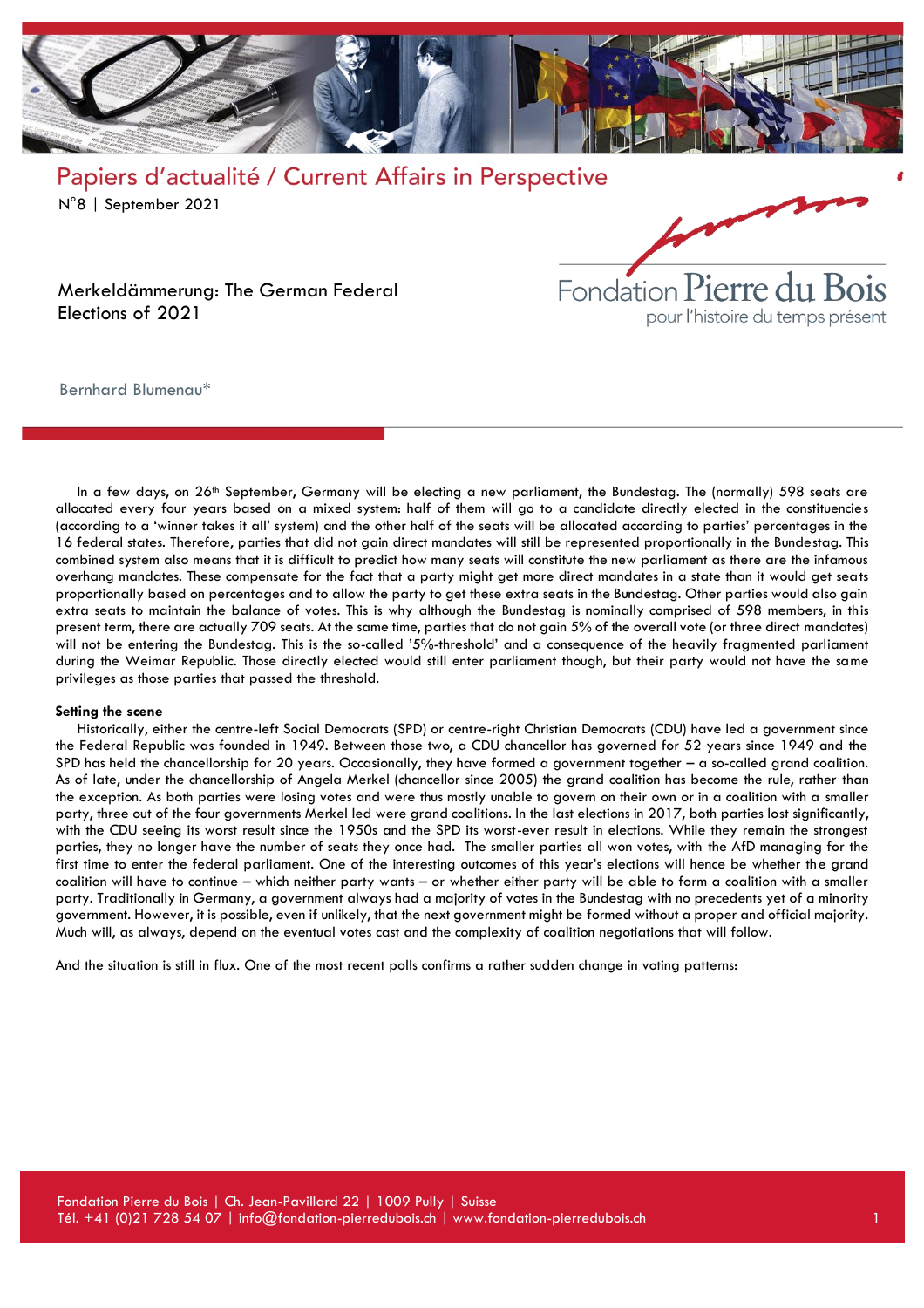Papiers d'actualité / Current Affairs in Perspective

N°8 | September 2021

# Merkeldämmerung: The German Federal Elections of 2021

Fondation Pierre du Bois pour l'histoire du temps présent

Bernhard Blumenau*

In a few days, on 26th September, Germany will be electing a new parliament, the Bundestag. The (normally) 598 seats are allocated every four years based on a mixed system: half of them will go to a candidate directly elected in the constituencies (according to a 'winner takes it all' system) and the other half of the seats will be allocated according to parties' percentages in the 16 federal states. Therefore, parties that did not gain direct mandates will still be represented proportionally in the Bundestag. This combined system also means that it is difficult to predict how many seats will constitute the new parliament as there are the infamous overhang mandates. These compensate for the fact that a party might get more direct mandates in a state than it would get seats proportionally based on percentages and to allow the party to get these extra seats in the Bundestag. Other parties would also gain extra seats to maintain the balance of votes. This is why although the Bundestag is nominally comprised of 598 members, in this present term, there are actually 709 seats. At the same time, parties that do not gain 5% of the overall vote (or three direct mandates) will not be entering the Bundestag. This is the so-called '5%-threshold' and a consequence of the heavily fragmented parliament during the Weimar Republic. Those directly elected would still enter parliament though, but their party would not have the same privileges as those parties that passed the threshold.

**Setting the scene**

Historically, either the centre-left Social Democrats (SPD) or centre-right Christian Democrats (CDU) have led a government since the Federal Republic was founded in 1949. Between those two, a CDU chancellor has governed for 52 years since 1949 and the SPD has held the chancellorship for 20 years. Occasionally, they have formed a government together – a so-called grand coalition. As of late, under the chancellorship of Angela Merkel (chancellor since 2005) the grand coalition has become the rule, rather than the exception. As both parties were losing votes and were thus mostly unable to govern on their own or in a coalition with a smaller party, three out of the four governments Merkel led were grand coalitions. In the last elections in 2017, both parties lost significantly, with the CDU seeing its worst result since the 1950s and the SPD its worst-ever result in elections. While they remain the strongest parties, they no longer have the number of seats they once had. The smaller parties all won votes, with the AfD managing for the first time to enter the federal parliament. One of the interesting outcomes of this year's elections will hence be whether the grand coalition will have to continue – which neither party wants – or whether either party will be able to form a coalition with a smaller party. Traditionally in Germany, a government always had a majority of votes in the Bundestag with no precedents yet of a minority government. However, it is possible, even if unlikely, that the next government might be formed without a proper and official majority. Much will, as always, depend on the eventual votes cast and the complexity of coalition negotiations that will follow.

And the situation is still in flux. One of the most recent polls confirms a rather sudden change in voting patterns: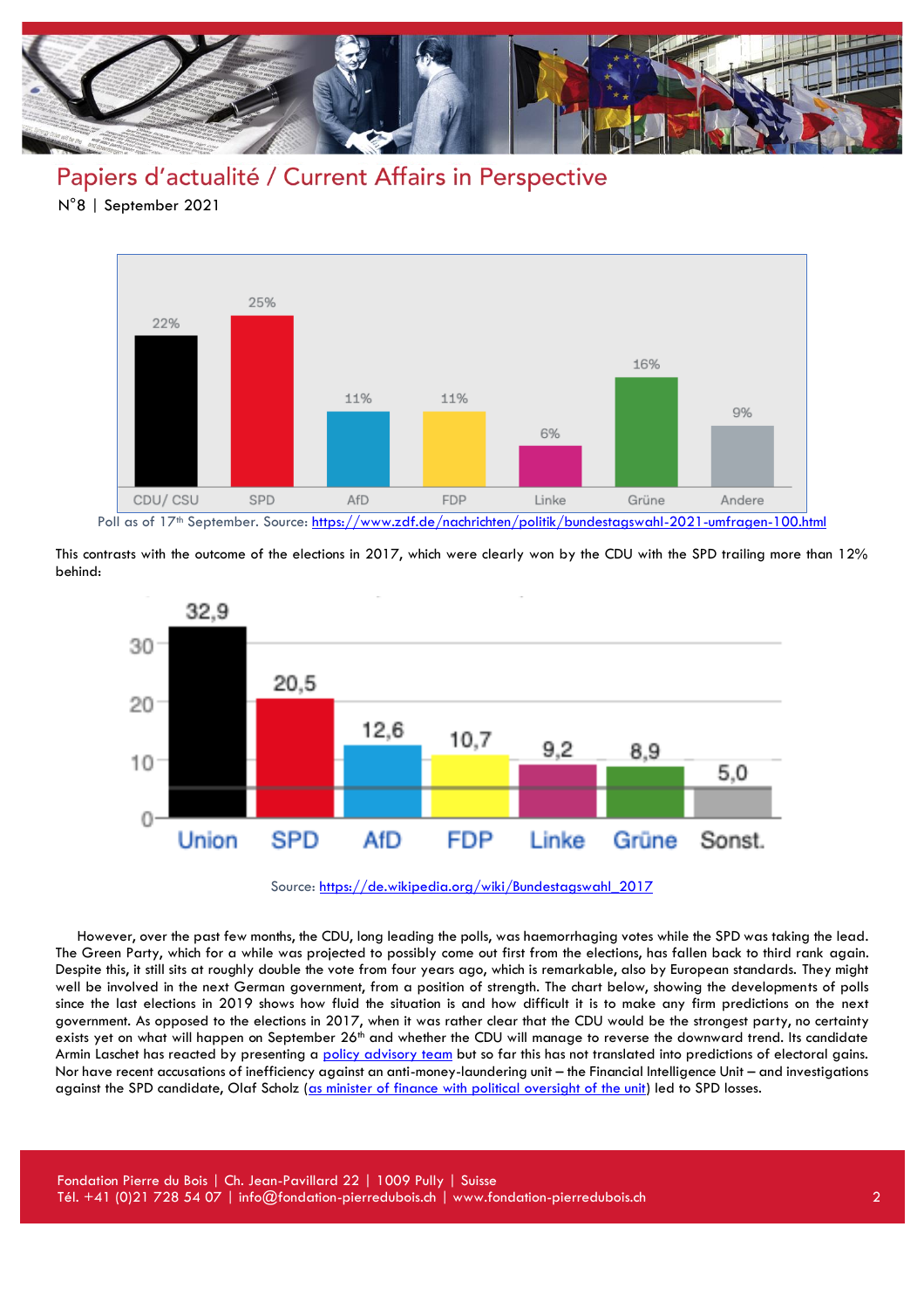| CDU/ CSU | SPD | AfD | FDP | Linke | Grüne | Andere |
|---|---|---|---|---|---|---|
| 22% | 25% | 11% | 11% | 6% | 16% | 9% |

Poll as of 17th September. Source: https://www.zdf.de/nachrichten/politik/bundestagswahl-2021-umfragen-100.html

This contrasts with the outcome of the elections in 2017, which were clearly won by the CDU with the SPD trailing more than 12% behind:

| Union | SPD | AfD | FDP | Linke | Grüne | Sonst. |
|---|---|---|---|---|---|---|
| 32,9 | 20,5 | 12,6 | 10,7 | 9,2 | 8,9 | 5,0 |

Source: https://de.wikipedia.org/wiki/Bundestagswahl_2017

However, over the past few months, the CDU, long leading the polls, was haemorrhaging votes while the SPD was taking the lead. The Green Party, which for a while was projected to possibly come out first from the elections, has fallen back to third rank again. Despite this, it still sits at roughly double the vote from four years ago, which is remarkable, also by European standards. They might well be involved in the next German government, from a position of strength. The chart below, showing the developments of polls since the last elections in 2019 shows how fluid the situation is and how difficult it is to make any firm predictions on the next government. As opposed to the elections in 2017, when it was rather clear that the CDU would be the strongest party, no certainty exists yet on what will happen on September 26th and whether the CDU will manage to reverse the downward trend. Its candidate Armin Laschet has reacted by presenting a policy advisory team but so far this has not translated into predictions of electoral gains. Nor have recent accusations of inefficiency against an anti-money-laundering unit – the Financial Intelligence Unit – and investigations against the SPD candidate, Olaf Scholz (as minister of finance with political oversight of the unit) led to SPD losses.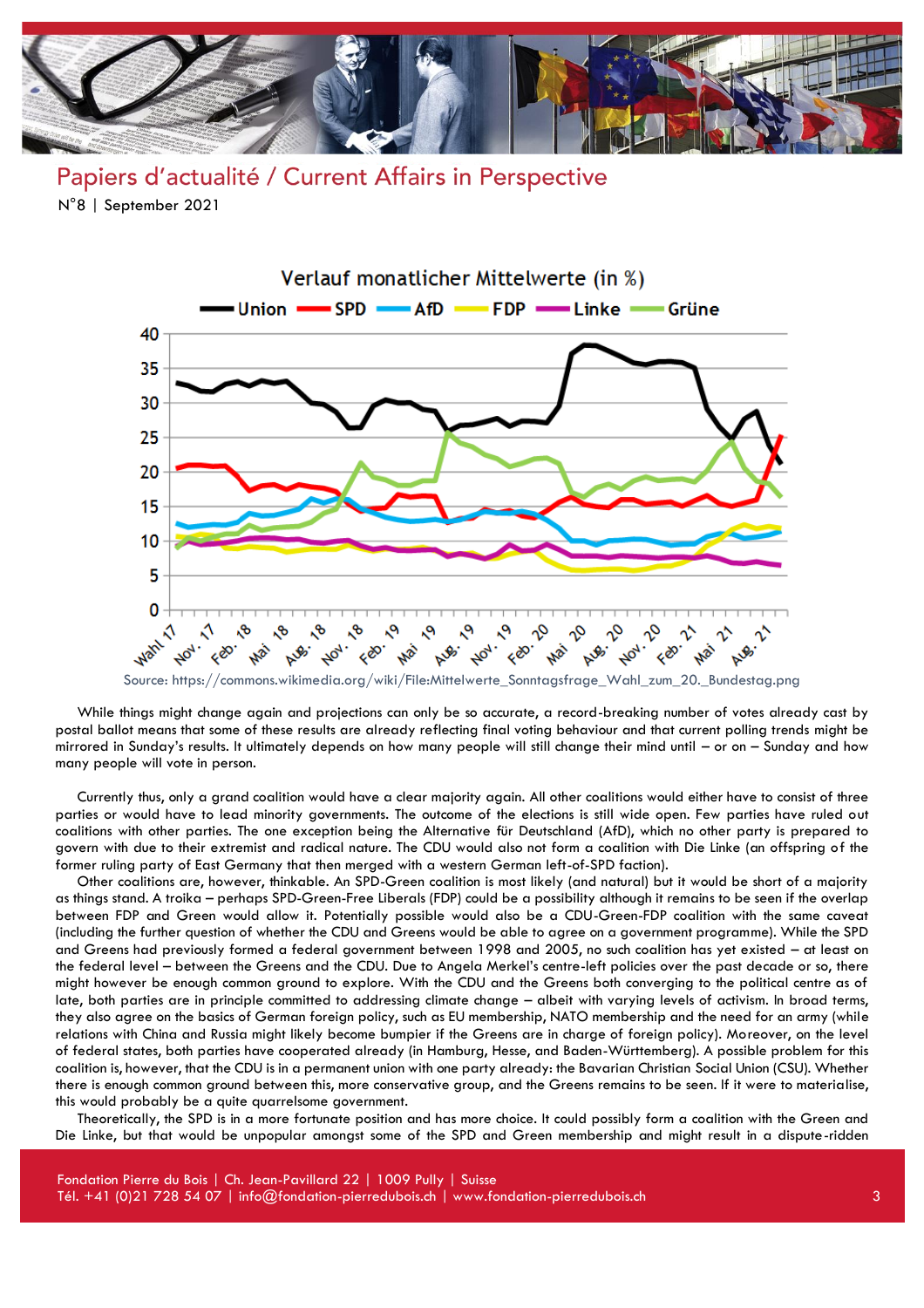Source: https://commons.wikimedia.org/wiki/File:Mittelwerte_Sonntagsfrage_Wahl_zum_20._Bundestag.png

While things might change again and projections can only be so accurate, a record-breaking number of votes already cast by postal ballot means that some of these results are already reflecting final voting behaviour and that current polling trends might be mirrored in Sunday's results. It ultimately depends on how many people will still change their mind until – or on – Sunday and how many people will vote in person.

Currently thus, only a grand coalition would have a clear majority again. All other coalitions would either have to consist of three parties or would have to lead minority governments. The outcome of the elections is still wide open. Few parties have ruled out coalitions with other parties. The one exception being the Alternative für Deutschland (AfD), which no other party is prepared to govern with due to their extremist and radical nature. The CDU would also not form a coalition with Die Linke (an offspring of the former ruling party of East Germany that then merged with a western German left-of-SPD faction).

Other coalitions are, however, thinkable. An SPD-Green coalition is most likely (and natural) but it would be short of a majority as things stand. A troika – perhaps SPD-Green-Free Liberals (FDP) could be a possibility although it remains to be seen if the overlap between FDP and Green would allow it. Potentially possible would also be a CDU-Green-FDP coalition with the same caveat (including the further question of whether the CDU and Greens would be able to agree on a government programme). While the SPD and Greens had previously formed a federal government between 1998 and 2005, no such coalition has yet existed – at least on the federal level – between the Greens and the CDU. Due to Angela Merkel's centre-left policies over the past decade or so, there might however be enough common ground to explore. With the CDU and the Greens both converging to the political centre as of late, both parties are in principle committed to addressing climate change – albeit with varying levels of activism. In broad terms, they also agree on the basics of German foreign policy, such as EU membership, NATO membership and the need for an army (while relations with China and Russia might likely become bumpier if the Greens are in charge of foreign policy). Moreover, on the level of federal states, both parties have cooperated already (in Hamburg, Hesse, and Baden-Württemberg). A possible problem for this coalition is, however, that the CDU is in a permanent union with one party already: the Bavarian Christian Social Union (CSU). Whether there is enough common ground between this, more conservative group, and the Greens remains to be seen. If it were to materialise, this would probably be a quite quarrelsome government.

Theoretically, the SPD is in a more fortunate position and has more choice. It could possibly form a coalition with the Green and Die Linke, but that would be unpopular amongst some of the SPD and Green membership and might result in a dispute-ridden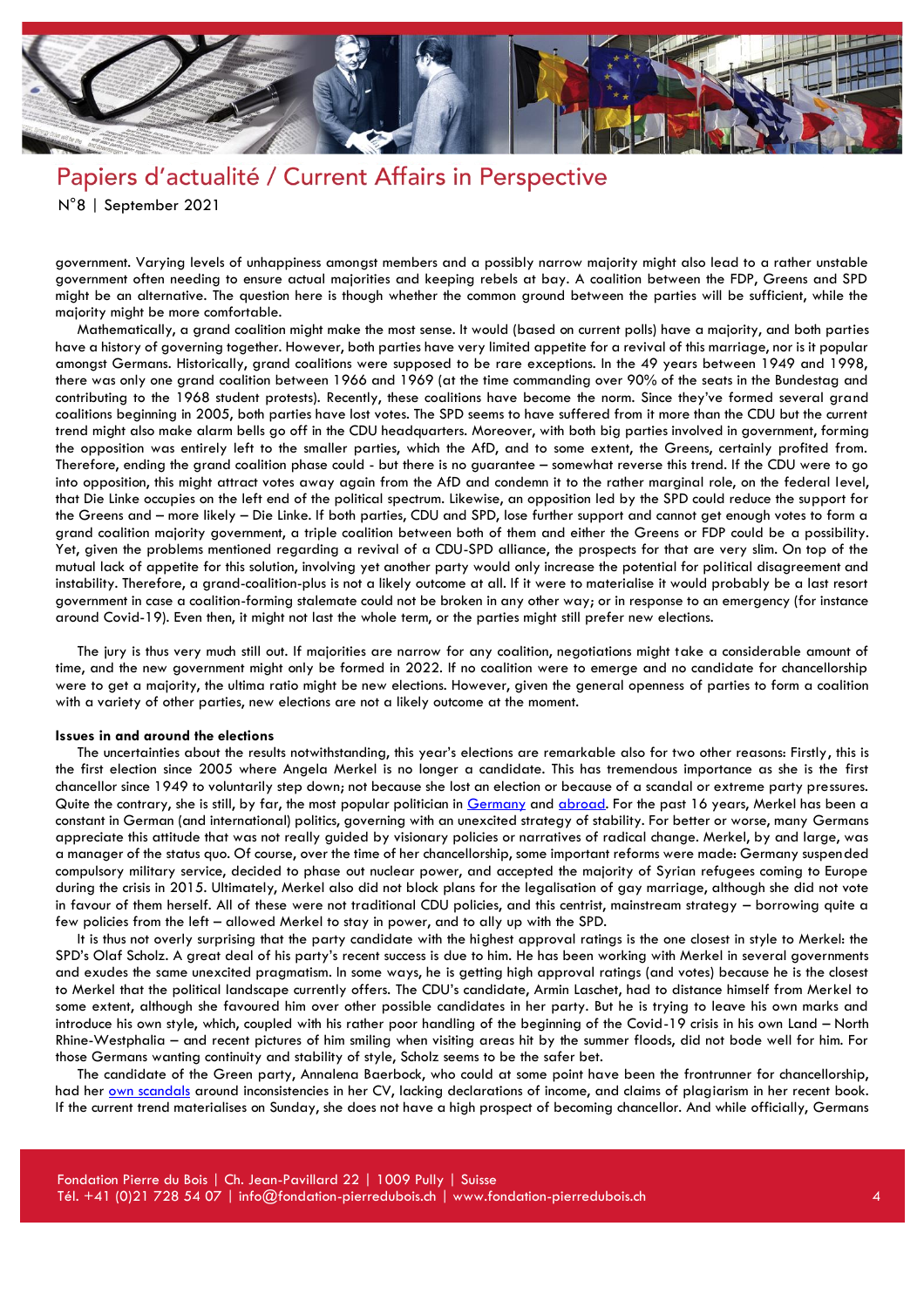government. Varying levels of unhappiness amongst members and a possibly narrow majority might also lead to a rather unstable government often needing to ensure actual majorities and keeping rebels at bay. A coalition between the FDP, Greens and SPD might be an alternative. The question here is though whether the common ground between the parties will be sufficient, while the majority might be more comfortable.

Mathematically, a grand coalition might make the most sense. It would (based on current polls) have a majority, and both parties have a history of governing together. However, both parties have very limited appetite for a revival of this marriage, nor is it popular amongst Germans. Historically, grand coalitions were supposed to be rare exceptions. In the 49 years between 1949 and 1998, there was only one grand coalition between 1966 and 1969 (at the time commanding over 90% of the seats in the Bundestag and contributing to the 1968 student protests). Recently, these coalitions have become the norm. Since they've formed several grand coalitions beginning in 2005, both parties have lost votes. The SPD seems to have suffered from it more than the CDU but the current trend might also make alarm bells go off in the CDU headquarters. Moreover, with both big parties involved in government, forming the opposition was entirely left to the smaller parties, which the AfD, and to some extent, the Greens, certainly profited from. Therefore, ending the grand coalition phase could - but there is no guarantee – somewhat reverse this trend. If the CDU were to go into opposition, this might attract votes away again from the AfD and condemn it to the rather marginal role, on the federal level, that Die Linke occupies on the left end of the political spectrum. Likewise, an opposition led by the SPD could reduce the support for the Greens and – more likely – Die Linke. If both parties, CDU and SPD, lose further support and cannot get enough votes to form a grand coalition majority government, a triple coalition between both of them and either the Greens or FDP could be a possibility. Yet, given the problems mentioned regarding a revival of a CDU-SPD alliance, the prospects for that are very slim. On top of the mutual lack of appetite for this solution, involving yet another party would only increase the potential for political disagreement and instability. Therefore, a grand-coalition-plus is not a likely outcome at all. If it were to materialise it would probably be a last resort government in case a coalition-forming stalemate could not be broken in any other way; or in response to an emergency (for instance around Covid-19). Even then, it might not last the whole term, or the parties might still prefer new elections.

The jury is thus very much still out. If majorities are narrow for any coalition, negotiations might take a considerable amount of time, and the new government might only be formed in 2022. If no coalition were to emerge and no candidate for chancellorship were to get a majority, the ultima ratio might be new elections. However, given the general openness of parties to form a coalition with a variety of other parties, new elections are not a likely outcome at the moment.

**Issues in and around the elections**

The uncertainties about the results notwithstanding, this year's elections are remarkable also for two other reasons: Firstly, this is the first election since 2005 where Angela Merkel is no longer a candidate. This has tremendous importance as she is the first chancellor since 1949 to voluntarily step down; not because she lost an election or because of a scandal or extreme party pressures. Quite the contrary, she is still, by far, the most popular politician in Germany and abroad. For the past 16 years, Merkel has been a constant in German (and international) politics, governing with an unexcited strategy of stability. For better or worse, many Germans appreciate this attitude that was not really guided by visionary policies or narratives of radical change. Merkel, by and large, was a manager of the status quo. Of course, over the time of her chancellorship, some important reforms were made: Germany suspended compulsory military service, decided to phase out nuclear power, and accepted the majority of Syrian refugees coming to Europe during the crisis in 2015. Ultimately, Merkel also did not block plans for the legalisation of gay marriage, although she did not vote in favour of them herself. All of these were not traditional CDU policies, and this centrist, mainstream strategy – borrowing quite a few policies from the left – allowed Merkel to stay in power, and to ally up with the SPD.

It is thus not overly surprising that the party candidate with the highest approval ratings is the one closest in style to Merkel: the SPD's Olaf Scholz. A great deal of his party's recent success is due to him. He has been working with Merkel in several governments and exudes the same unexcited pragmatism. In some ways, he is getting high approval ratings (and votes) because he is the closest to Merkel that the political landscape currently offers. The CDU's candidate, Armin Laschet, had to distance himself from Merkel to some extent, although she favoured him over other possible candidates in her party. But he is trying to leave his own marks and introduce his own style, which, coupled with his rather poor handling of the beginning of the Covid-19 crisis in his own Land – North Rhine-Westphalia – and recent pictures of him smiling when visiting areas hit by the summer floods, did not bode well for him. For those Germans wanting continuity and stability of style, Scholz seems to be the safer bet.

The candidate of the Green party, Annalena Baerbock, who could at some point have been the frontrunner for chancellorship, had her own scandals around inconsistencies in her CV, lacking declarations of income, and claims of plagiarism in her recent book. If the current trend materialises on Sunday, she does not have a high prospect of becoming chancellor. And while officially, Germans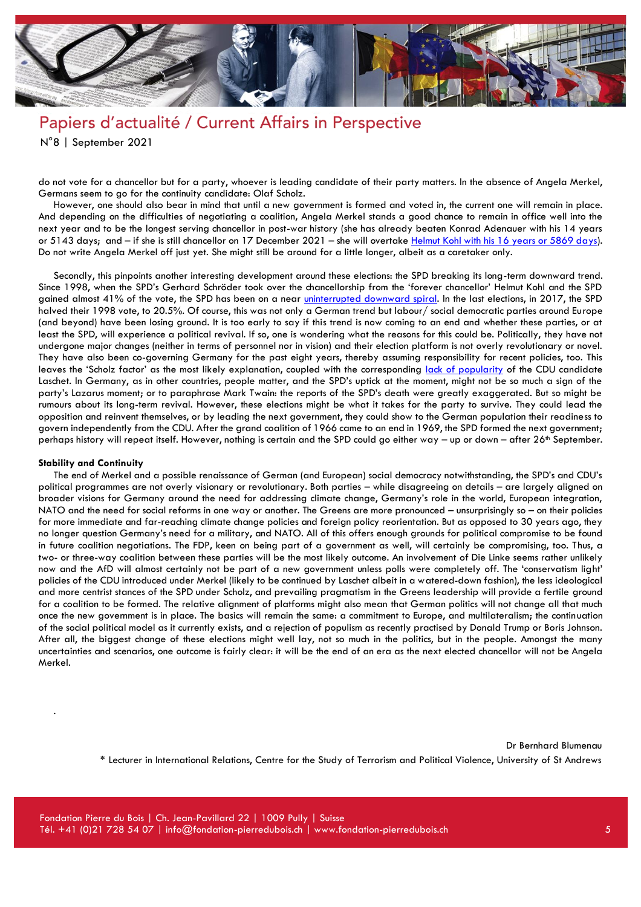do not vote for a chancellor but for a party, whoever is leading candidate of their party matters. In the absence of Angela Merkel, Germans seem to go for the continuity candidate: Olaf Scholz.

However, one should also bear in mind that until a new government is formed and voted in, the current one will remain in place. And depending on the difficulties of negotiating a coalition, Angela Merkel stands a good chance to remain in office well into the next year and to be the longest serving chancellor in post-war history (she has already beaten Konrad Adenauer with his 14 years or 5143 days; and – if she is still chancellor on 17 December 2021 – she will overtake Helmut Kohl with his 16 years or 5869 days). Do not write Angela Merkel off just yet. She might still be around for a little longer, albeit as a caretaker only.

Secondly, this pinpoints another interesting development around these elections: the SPD breaking its long-term downward trend. Since 1998, when the SPD's Gerhard Schröder took over the chancellorship from the 'forever chancellor' Helmut Kohl and the SPD gained almost 41% of the vote, the SPD has been on a near uninterrupted downward spiral. In the last elections, in 2017, the SPD halved their 1998 vote, to 20.5%. Of course, this was not only a German trend but labour/ social democratic parties around Europe (and beyond) have been losing ground. It is too early to say if this trend is now coming to an end and whether these parties, or at least the SPD, will experience a political revival. If so, one is wondering what the reasons for this could be. Politically, they have not undergone major changes (neither in terms of personnel nor in vision) and their election platform is not overly revolutionary or novel. They have also been co-governing Germany for the past eight years, thereby assuming responsibility for recent policies, too. This leaves the 'Scholz factor' as the most likely explanation, coupled with the corresponding lack of popularity of the CDU candidate Laschet. In Germany, as in other countries, people matter, and the SPD's uptick at the moment, might not be so much a sign of the party's Lazarus moment; or to paraphrase Mark Twain: the reports of the SPD's death were greatly exaggerated. But so might be rumours about its long-term revival. However, these elections might be what it takes for the party to survive. They could lead the opposition and reinvent themselves, or by leading the next government, they could show to the German population their readiness to govern independently from the CDU. After the grand coalition of 1966 came to an end in 1969, the SPD formed the next government; perhaps history will repeat itself. However, nothing is certain and the SPD could go either way – up or down – after 26th September.

**Stability and Continuity**

The end of Merkel and a possible renaissance of German (and European) social democracy notwithstanding, the SPD's and CDU's political programmes are not overly visionary or revolutionary. Both parties – while disagreeing on details – are largely aligned on broader visions for Germany around the need for addressing climate change, Germany's role in the world, European integration, NATO and the need for social reforms in one way or another. The Greens are more pronounced – unsurprisingly so – on their policies for more immediate and far-reaching climate change policies and foreign policy reorientation. But as opposed to 30 years ago, they no longer question Germany's need for a military, and NATO. All of this offers enough grounds for political compromise to be found in future coalition negotiations. The FDP, keen on being part of a government as well, will certainly be compromising, too. Thus, a two- or three-way coalition between these parties will be the most likely outcome. An involvement of Die Linke seems rather unlikely now and the AfD will almost certainly not be part of a new government unless polls were completely off. The 'conservatism light' policies of the CDU introduced under Merkel (likely to be continued by Laschet albeit in a watered-down fashion), the less ideological and more centrist stances of the SPD under Scholz, and prevailing pragmatism in the Greens leadership will provide a fertile ground for a coalition to be formed. The relative alignment of platforms might also mean that German politics will not change all that much once the new government is in place. The basics will remain the same: a commitment to Europe, and multilateralism; the continuation of the social political model as it currently exists, and a rejection of populism as recently practised by Donald Trump or Boris Johnson. After all, the biggest change of these elections might well lay, not so much in the politics, but in the people. Amongst the many uncertainties and scenarios, one outcome is fairly clear: it will be the end of an era as the next elected chancellor will not be Angela Merkel.

Dr Bernhard Blumenau

\* Lecturer in International Relations, Centre for the Study of Terrorism and Political Violence, University of St Andrews